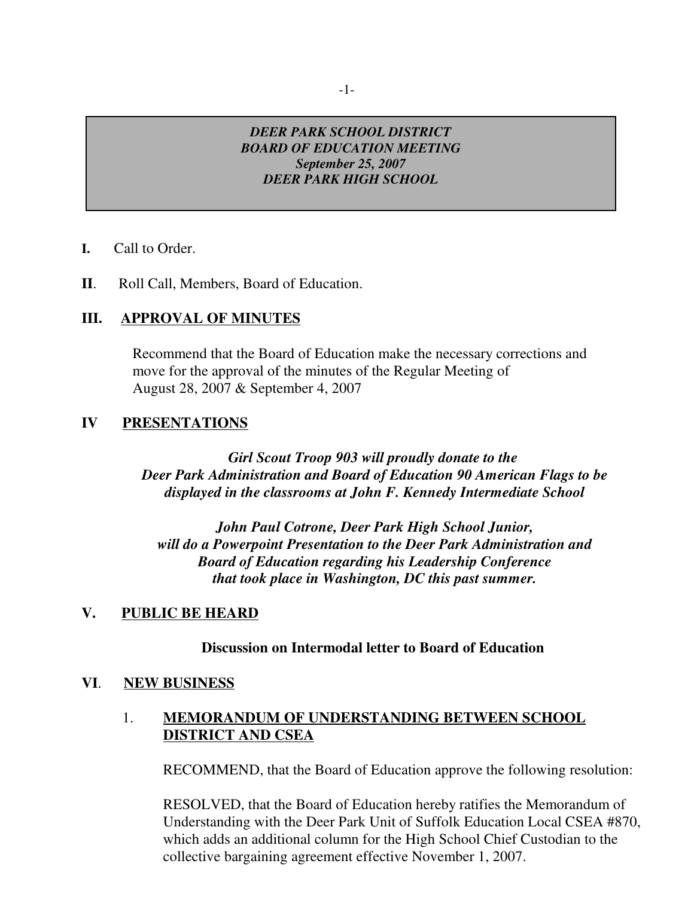***DEER PARK SCHOOL DISTRICT***
***BOARD OF EDUCATION MEETING***
***September 25, 2007***
***DEER PARK HIGH SCHOOL***

**I.** Call to Order.

**II**. Roll Call, Members, Board of Education.

## III. APPROVAL OF MINUTES

Recommend that the Board of Education make the necessary corrections and move for the approval of the minutes of the Regular Meeting of August 28, 2007 & September 4, 2007

## IV PRESENTATIONS

***Girl Scout Troop 903 will proudly donate to the Deer Park Administration and Board of Education 90 American Flags to be displayed in the classrooms at John F. Kennedy Intermediate School***

***John Paul Cotrone, Deer Park High School Junior, will do a Powerpoint Presentation to the Deer Park Administration and Board of Education regarding his Leadership Conference that took place in Washington, DC this past summer.***

## V. PUBLIC BE HEARD

**Discussion on Intermodal letter to Board of Education**

## VI. NEW BUSINESS

1. **MEMORANDUM OF UNDERSTANDING BETWEEN SCHOOL DISTRICT AND CSEA**

   RECOMMEND, that the Board of Education approve the following resolution:

   RESOLVED, that the Board of Education hereby ratifies the Memorandum of Understanding with the Deer Park Unit of Suffolk Education Local CSEA #870, which adds an additional column for the High School Chief Custodian to the collective bargaining agreement effective November 1, 2007.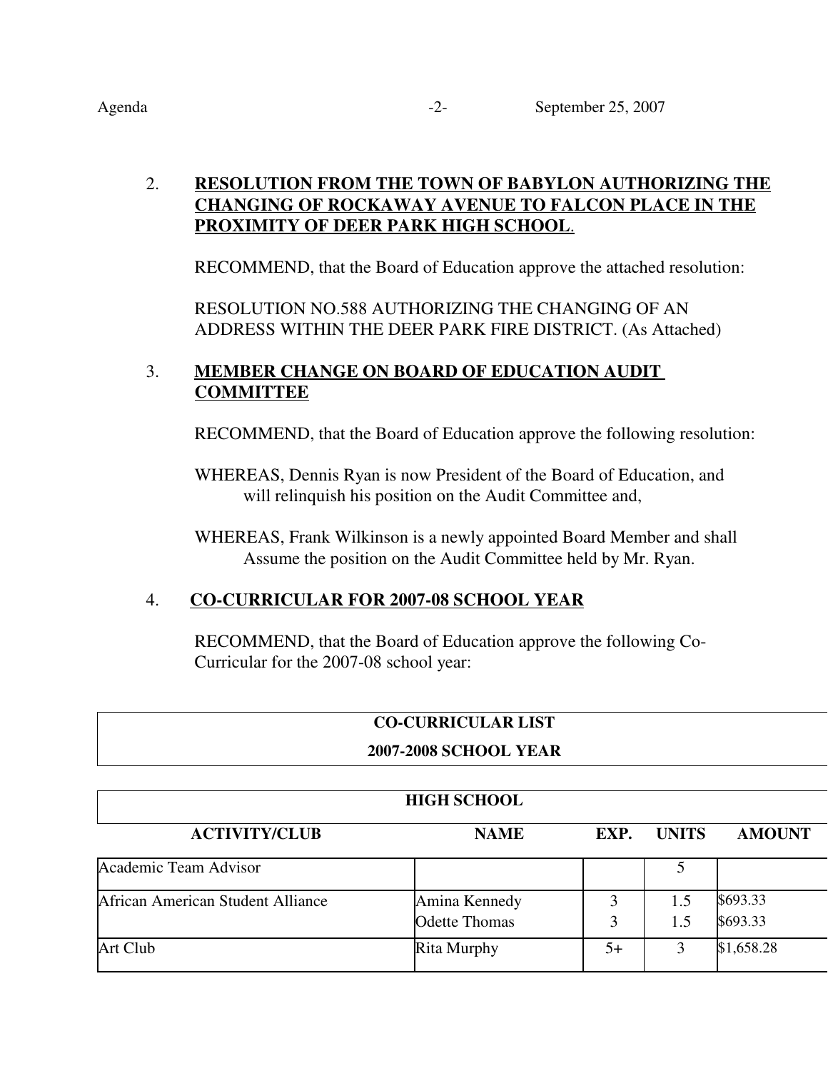2. **RESOLUTION FROM THE TOWN OF BABYLON AUTHORIZING THE CHANGING OF ROCKAWAY AVENUE TO FALCON PLACE IN THE PROXIMITY OF DEER PARK HIGH SCHOOL**.

   RECOMMEND, that the Board of Education approve the attached resolution:

   RESOLUTION NO.588 AUTHORIZING THE CHANGING OF AN ADDRESS WITHIN THE DEER PARK FIRE DISTRICT. (As Attached)

3. **MEMBER CHANGE ON BOARD OF EDUCATION AUDIT COMMITTEE**

   RECOMMEND, that the Board of Education approve the following resolution:

   WHEREAS, Dennis Ryan is now President of the Board of Education, and will relinquish his position on the Audit Committee and,

   WHEREAS, Frank Wilkinson is a newly appointed Board Member and shall Assume the position on the Audit Committee held by Mr. Ryan.

4. **CO-CURRICULAR FOR 2007-08 SCHOOL YEAR**

   RECOMMEND, that the Board of Education approve the following Co-Curricular for the 2007-08 school year:

**CO-CURRICULAR LIST**
**2007-2008 SCHOOL YEAR**

| HIGH SCHOOL | | | | |
|---|---|---|---|---|
| **ACTIVITY/CLUB** | **NAME** | **EXP.** | **UNITS** | **AMOUNT** |
| Academic Team Advisor | | | 5 | |
| African American Student Alliance | Amina Kennedy<br>Odette Thomas | 3<br>3 | 1.5<br>1.5 | $693.33<br>$693.33 |
| Art Club | Rita Murphy | 5+ | 3 | $1,658.28 |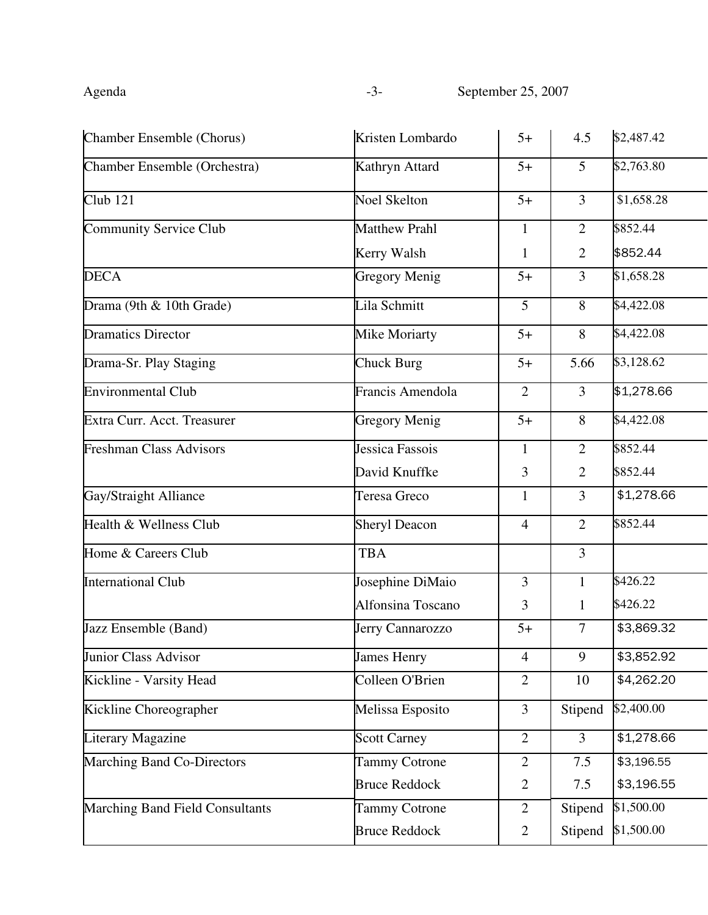| | | | | |
|---|---|---|---|---|
| Chamber Ensemble (Chorus) | Kristen Lombardo | 5+ | 4.5 | $2,487.42 |
| Chamber Ensemble (Orchestra) | Kathryn Attard | 5+ | 5 | $2,763.80 |
| Club 121 | Noel Skelton | 5+ | 3 | $1,658.28 |
| Community Service Club | Matthew Prahl | 1 | 2 | $852.44 |
| | Kerry Walsh | 1 | 2 | $852.44 |
| DECA | Gregory Menig | 5+ | 3 | $1,658.28 |
| Drama (9th & 10th Grade) | Lila Schmitt | 5 | 8 | $4,422.08 |
| Dramatics Director | Mike Moriarty | 5+ | 8 | $4,422.08 |
| Drama-Sr. Play Staging | Chuck Burg | 5+ | 5.66 | $3,128.62 |
| Environmental Club | Francis Amendola | 2 | 3 | $1,278.66 |
| Extra Curr. Acct. Treasurer | Gregory Menig | 5+ | 8 | $4,422.08 |
| Freshman Class Advisors | Jessica Fassois | 1 | 2 | $852.44 |
| | David Knuffke | 3 | 2 | $852.44 |
| Gay/Straight Alliance | Teresa Greco | 1 | 3 | $1,278.66 |
| Health & Wellness Club | Sheryl Deacon | 4 | 2 | $852.44 |
| Home & Careers Club | TBA | | 3 | |
| International Club | Josephine DiMaio | 3 | 1 | $426.22 |
| | Alfonsina Toscano | 3 | 1 | $426.22 |
| Jazz Ensemble (Band) | Jerry Cannarozzo | 5+ | 7 | $3,869.32 |
| Junior Class Advisor | James Henry | 4 | 9 | $3,852.92 |
| Kickline - Varsity Head | Colleen O'Brien | 2 | 10 | $4,262.20 |
| Kickline Choreographer | Melissa Esposito | 3 | Stipend | $2,400.00 |
| Literary Magazine | Scott Carney | 2 | 3 | $1,278.66 |
| Marching Band Co-Directors | Tammy Cotrone | 2 | 7.5 | $3,196.55 |
| | Bruce Reddock | 2 | 7.5 | $3,196.55 |
| Marching Band Field Consultants | Tammy Cotrone | 2 | Stipend | $1,500.00 |
| | Bruce Reddock | 2 | Stipend | $1,500.00 |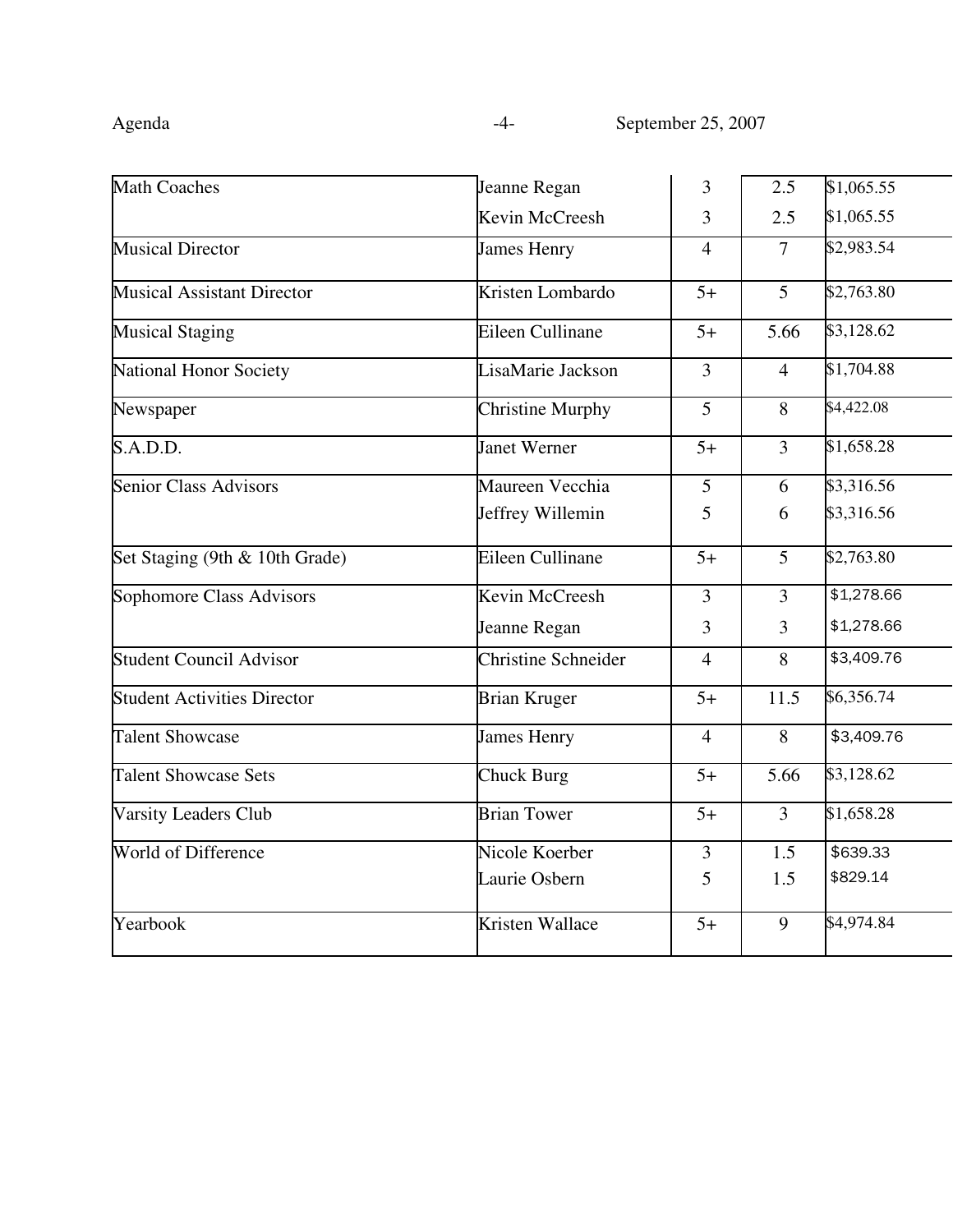| | | | | |
|---|---|---|---|---|
| Math Coaches | Jeanne Regan | 3 | 2.5 | $1,065.55 |
| | Kevin McCreesh | 3 | 2.5 | $1,065.55 |
| Musical Director | James Henry | 4 | 7 | $2,983.54 |
| Musical Assistant Director | Kristen Lombardo | 5+ | 5 | $2,763.80 |
| Musical Staging | Eileen Cullinane | 5+ | 5.66 | $3,128.62 |
| National Honor Society | LisaMarie Jackson | 3 | 4 | $1,704.88 |
| Newspaper | Christine Murphy | 5 | 8 | $4,422.08 |
| S.A.D.D. | Janet Werner | 5+ | 3 | $1,658.28 |
| Senior Class Advisors | Maureen Vecchia | 5 | 6 | $3,316.56 |
| | Jeffrey Willemin | 5 | 6 | $3,316.56 |
| Set Staging (9th & 10th Grade) | Eileen Cullinane | 5+ | 5 | $2,763.80 |
| Sophomore Class Advisors | Kevin McCreesh | 3 | 3 | $1,278.66 |
| | Jeanne Regan | 3 | 3 | $1,278.66 |
| Student Council Advisor | Christine Schneider | 4 | 8 | $3,409.76 |
| Student Activities Director | Brian Kruger | 5+ | 11.5 | $6,356.74 |
| Talent Showcase | James Henry | 4 | 8 | $3,409.76 |
| Talent Showcase Sets | Chuck Burg | 5+ | 5.66 | $3,128.62 |
| Varsity Leaders Club | Brian Tower | 5+ | 3 | $1,658.28 |
| World of Difference | Nicole Koerber | 3 | 1.5 | $639.33 |
| | Laurie Osbern | 5 | 1.5 | $829.14 |
| Yearbook | Kristen Wallace | 5+ | 9 | $4,974.84 |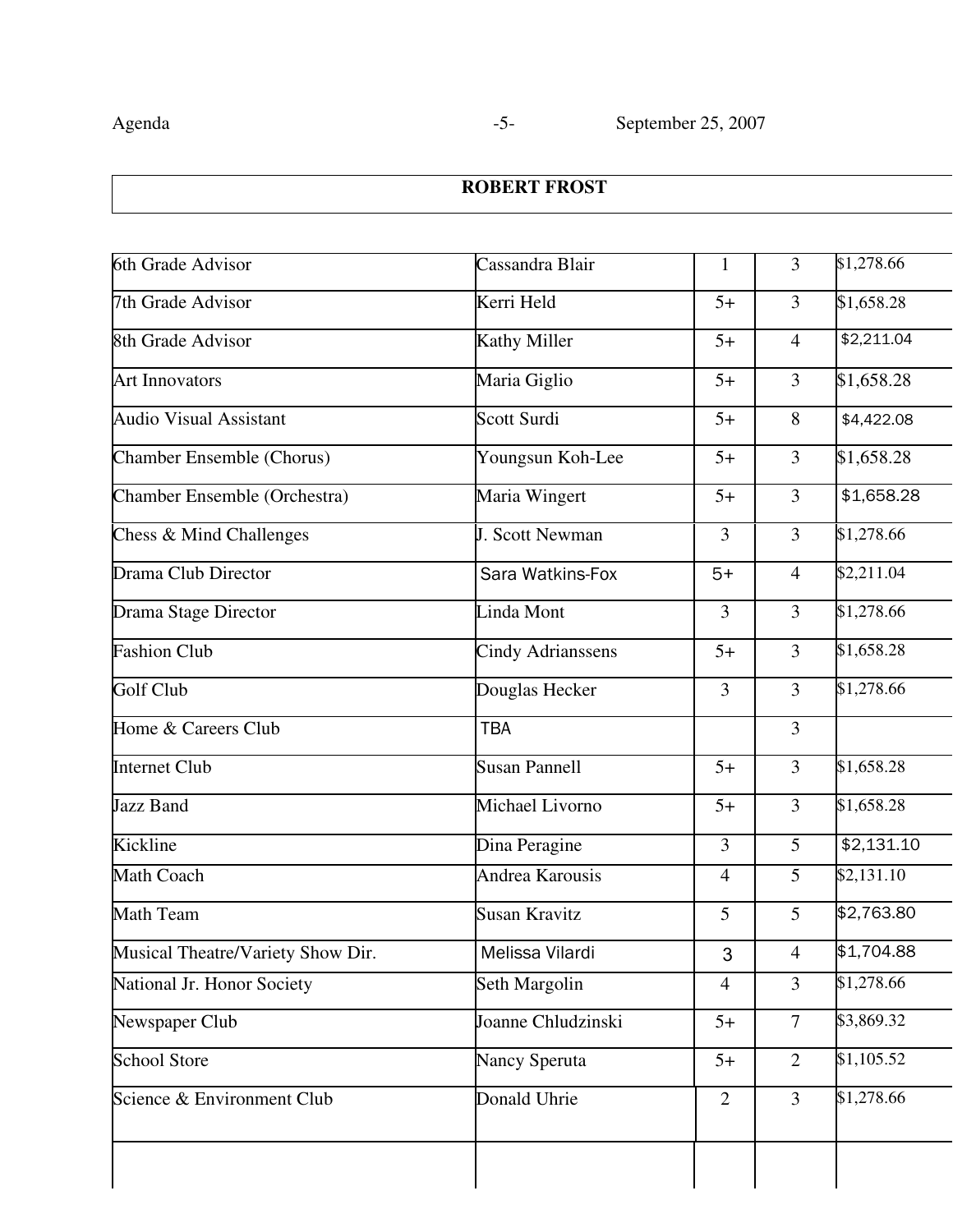| ROBERT FROST | | | | |
|---|---|---|---|---|
| 6th Grade Advisor | Cassandra Blair | 1 | 3 | $1,278.66 |
| 7th Grade Advisor | Kerri Held | 5+ | 3 | $1,658.28 |
| 8th Grade Advisor | Kathy Miller | 5+ | 4 | $2,211.04 |
| Art Innovators | Maria Giglio | 5+ | 3 | $1,658.28 |
| Audio Visual Assistant | Scott Surdi | 5+ | 8 | $4,422.08 |
| Chamber Ensemble (Chorus) | Youngsun Koh-Lee | 5+ | 3 | $1,658.28 |
| Chamber Ensemble (Orchestra) | Maria Wingert | 5+ | 3 | $1,658.28 |
| Chess & Mind Challenges | J. Scott Newman | 3 | 3 | $1,278.66 |
| Drama Club Director | Sara Watkins-Fox | 5+ | 4 | $2,211.04 |
| Drama Stage Director | Linda Mont | 3 | 3 | $1,278.66 |
| Fashion Club | Cindy Adrianssens | 5+ | 3 | $1,658.28 |
| Golf Club | Douglas Hecker | 3 | 3 | $1,278.66 |
| Home & Careers Club | TBA | | 3 | |
| Internet Club | Susan Pannell | 5+ | 3 | $1,658.28 |
| Jazz Band | Michael Livorno | 5+ | 3 | $1,658.28 |
| Kickline | Dina Peragine | 3 | 5 | $2,131.10 |
| Math Coach | Andrea Karousis | 4 | 5 | $2,131.10 |
| Math Team | Susan Kravitz | 5 | 5 | $2,763.80 |
| Musical Theatre/Variety Show Dir. | Melissa Vilardi | 3 | 4 | $1,704.88 |
| National Jr. Honor Society | Seth Margolin | 4 | 3 | $1,278.66 |
| Newspaper Club | Joanne Chludzinski | 5+ | 7 | $3,869.32 |
| School Store | Nancy Speruta | 5+ | 2 | $1,105.52 |
| Science & Environment Club | Donald Uhrie | 2 | 3 | $1,278.66 |
| | | | | |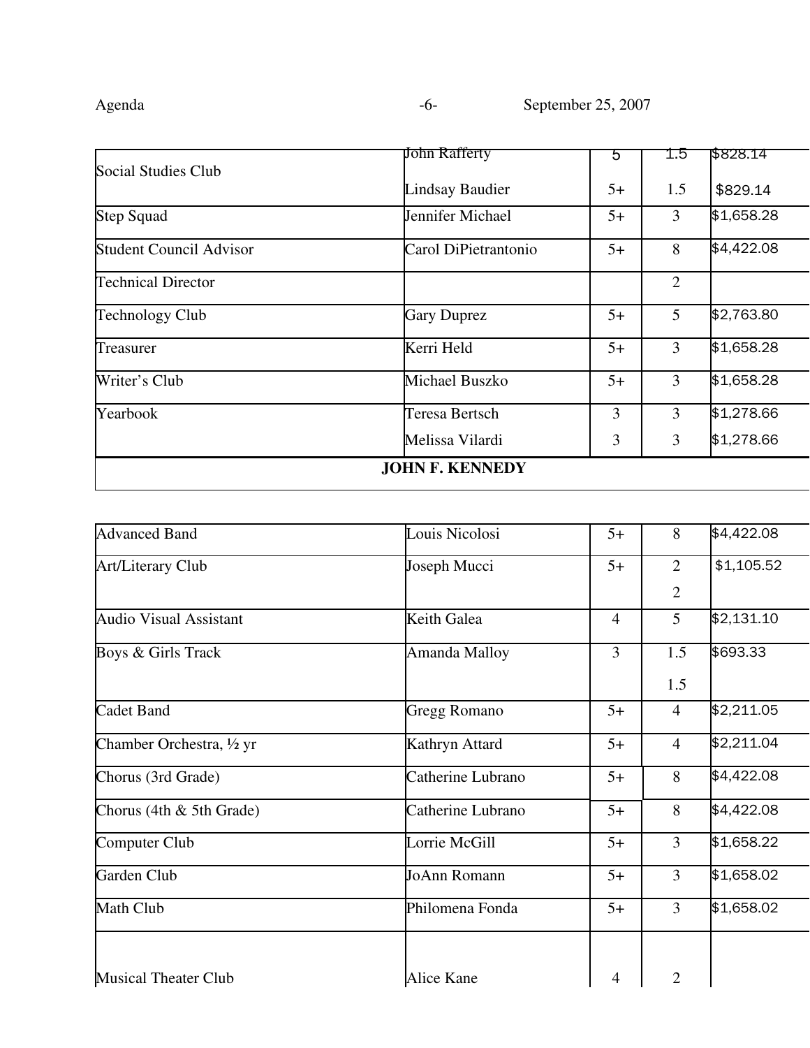| Social Studies Club | John Rafferty | 5 | 1.5 | $828.14 |
|---|---|---|---|---|
| | Lindsay Baudier | 5+ | 1.5 | $829.14 |
| Step Squad | Jennifer Michael | 5+ | 3 | $1,658.28 |
| Student Council Advisor | Carol DiPietrantonio | 5+ | 8 | $4,422.08 |
| Technical Director | | | 2 | |
| Technology Club | Gary Duprez | 5+ | 5 | $2,763.80 |
| Treasurer | Kerri Held | 5+ | 3 | $1,658.28 |
| Writer's Club | Michael Buszko | 5+ | 3 | $1,658.28 |
| Yearbook | Teresa Bertsch | 3 | 3 | $1,278.66 |
| | Melissa Vilardi | 3 | 3 | $1,278.66 |
| **JOHN F. KENNEDY** | | | | |

| Advanced Band | Louis Nicolosi | 5+ | 8 | $4,422.08 |
|---|---|---|---|---|
| Art/Literary Club | Joseph Mucci | 5+ | 2<br>2 | $1,105.52 |
| Audio Visual Assistant | Keith Galea | 4 | 5 | $2,131.10 |
| Boys & Girls Track | Amanda Malloy | 3 | 1.5<br>1.5 | $693.33 |
| Cadet Band | Gregg Romano | 5+ | 4 | $2,211.05 |
| Chamber Orchestra, ½ yr | Kathryn Attard | 5+ | 4 | $2,211.04 |
| Chorus (3rd Grade) | Catherine Lubrano | 5+ | 8 | $4,422.08 |
| Chorus (4th & 5th Grade) | Catherine Lubrano | 5+ | 8 | $4,422.08 |
| Computer Club | Lorrie McGill | 5+ | 3 | $1,658.22 |
| Garden Club | JoAnn Romann | 5+ | 3 | $1,658.02 |
| Math Club | Philomena Fonda | 5+ | 3 | $1,658.02 |
| Musical Theater Club | Alice Kane | 4 | 2 | |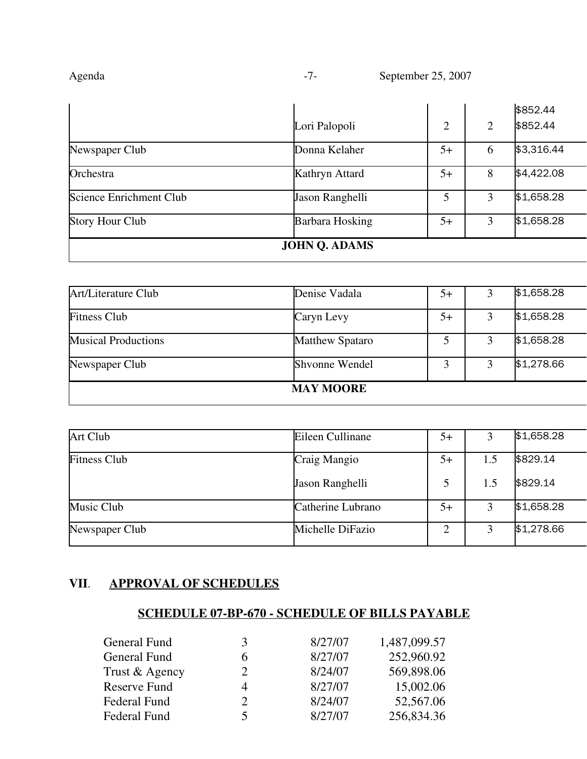| | | | | |
|---|---|---|---|---|
| | Lori Palopoli | 2 | 2 | $852.44<br>$852.44 |
| Newspaper Club | Donna Kelaher | 5+ | 6 | $3,316.44 |
| Orchestra | Kathryn Attard | 5+ | 8 | $4,422.08 |
| Science Enrichment Club | Jason Ranghelli | 5 | 3 | $1,658.28 |
| Story Hour Club | Barbara Hosking | 5+ | 3 | $1,658.28 |
| **JOHN Q. ADAMS** | | | | |

| | | | | |
|---|---|---|---|---|
| Art/Literature Club | Denise Vadala | 5+ | 3 | $1,658.28 |
| Fitness Club | Caryn Levy | 5+ | 3 | $1,658.28 |
| Musical Productions | Matthew Spataro | 5 | 3 | $1,658.28 |
| Newspaper Club | Shvonne Wendel | 3 | 3 | $1,278.66 |
| **MAY MOORE** | | | | |

| | | | | |
|---|---|---|---|---|
| Art Club | Eileen Cullinane | 5+ | 3 | $1,658.28 |
| Fitness Club | Craig Mangio | 5+ | 1.5 | $829.14 |
| | Jason Ranghelli | 5 | 1.5 | $829.14 |
| Music Club | Catherine Lubrano | 5+ | 3 | $1,658.28 |
| Newspaper Club | Michelle DiFazio | 2 | 3 | $1,278.66 |

## VII. APPROVAL OF SCHEDULES

### SCHEDULE 07-BP-670 - SCHEDULE OF BILLS PAYABLE

| | | | |
|---|---|---|---|
| General Fund | 3 | 8/27/07 | 1,487,099.57 |
| General Fund | 6 | 8/27/07 | 252,960.92 |
| Trust & Agency | 2 | 8/24/07 | 569,898.06 |
| Reserve Fund | 4 | 8/27/07 | 15,002.06 |
| Federal Fund | 2 | 8/24/07 | 52,567.06 |
| Federal Fund | 5 | 8/27/07 | 256,834.36 |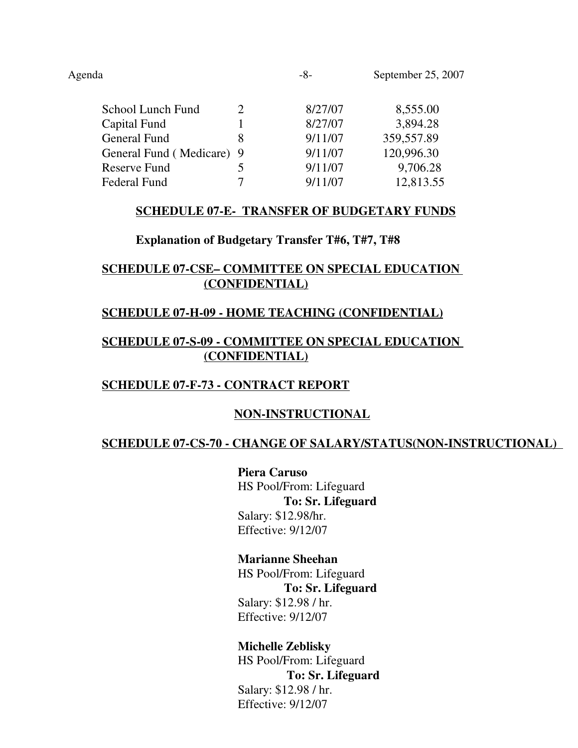| | | | |
|---|---|---|---|
| School Lunch Fund | 2 | 8/27/07 | 8,555.00 |
| Capital Fund | 1 | 8/27/07 | 3,894.28 |
| General Fund | 8 | 9/11/07 | 359,557.89 |
| General Fund ( Medicare) | 9 | 9/11/07 | 120,996.30 |
| Reserve Fund | 5 | 9/11/07 | 9,706.28 |
| Federal Fund | 7 | 9/11/07 | 12,813.55 |

**SCHEDULE 07-E- TRANSFER OF BUDGETARY FUNDS**

**Explanation of Budgetary Transfer T#6, T#7, T#8**

**SCHEDULE 07-CSE– COMMITTEE ON SPECIAL EDUCATION (CONFIDENTIAL)**

**SCHEDULE 07-H-09 - HOME TEACHING (CONFIDENTIAL)**

**SCHEDULE 07-S-09 - COMMITTEE ON SPECIAL EDUCATION (CONFIDENTIAL)**

**SCHEDULE 07-F-73 - CONTRACT REPORT**

## NON-INSTRUCTIONAL

**SCHEDULE 07-CS-70 - CHANGE OF SALARY/STATUS(NON-INSTRUCTIONAL)**

**Piera Caruso**
HS Pool/From: Lifeguard
**To: Sr. Lifeguard**
Salary: $12.98/hr.
Effective: 9/12/07

**Marianne Sheehan**
HS Pool/From: Lifeguard
**To: Sr. Lifeguard**
Salary: $12.98 / hr.
Effective: 9/12/07

**Michelle Zeblisky**
HS Pool/From: Lifeguard
**To: Sr. Lifeguard**
Salary: $12.98 / hr.
Effective: 9/12/07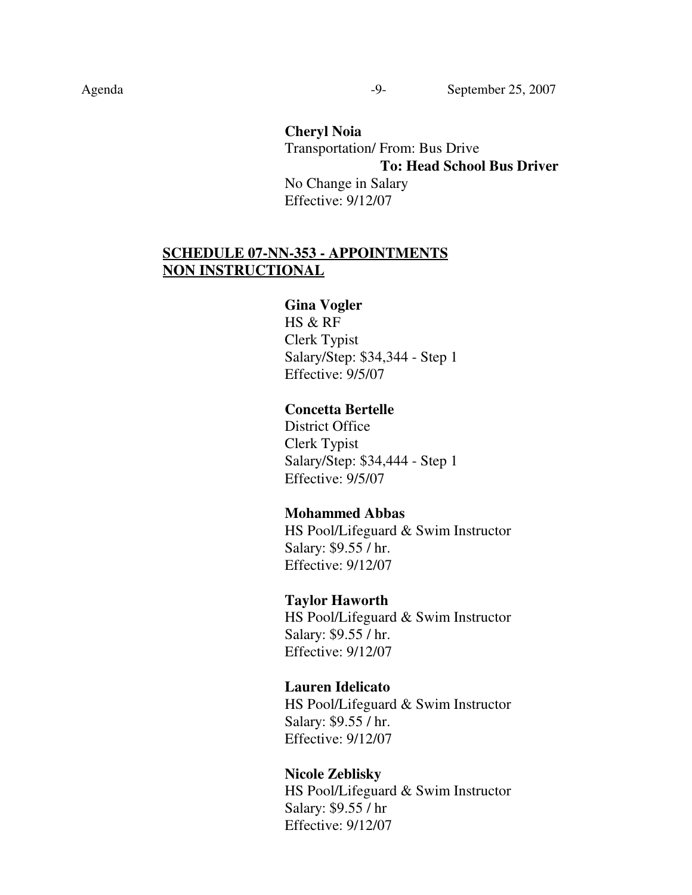**Cheryl Noia**
Transportation/ From: Bus Drive
**To: Head School Bus Driver**
No Change in Salary
Effective: 9/12/07

**SCHEDULE 07-NN-353 - APPOINTMENTS NON INSTRUCTIONAL**

**Gina Vogler**
HS & RF
Clerk Typist
Salary/Step: $34,344 - Step 1
Effective: 9/5/07

**Concetta Bertelle**
District Office
Clerk Typist
Salary/Step: $34,444 - Step 1
Effective: 9/5/07

**Mohammed Abbas**
HS Pool/Lifeguard & Swim Instructor
Salary: $9.55 / hr.
Effective: 9/12/07

**Taylor Haworth**
HS Pool/Lifeguard & Swim Instructor
Salary: $9.55 / hr.
Effective: 9/12/07

**Lauren Idelicato**
HS Pool/Lifeguard & Swim Instructor
Salary: $9.55 / hr.
Effective: 9/12/07

**Nicole Zeblisky**
HS Pool/Lifeguard & Swim Instructor
Salary: $9.55 / hr
Effective: 9/12/07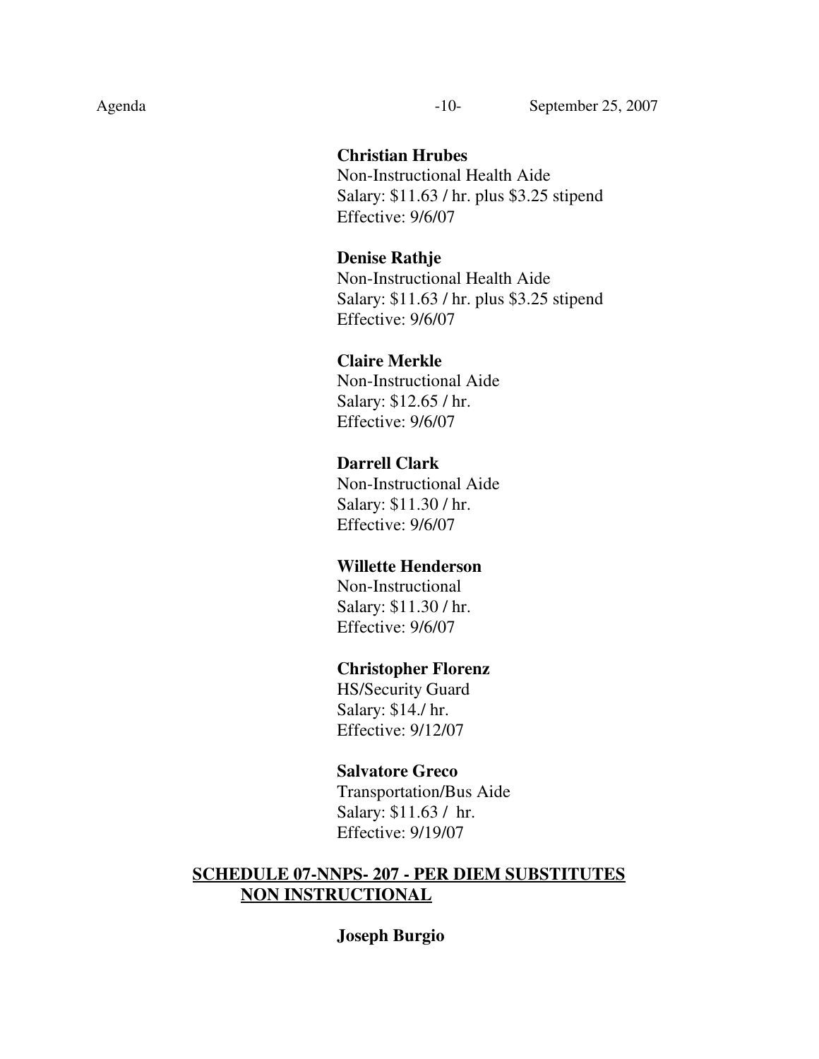**Christian Hrubes**
Non-Instructional Health Aide
Salary: $11.63 / hr. plus $3.25 stipend
Effective: 9/6/07

**Denise Rathje**
Non-Instructional Health Aide
Salary: $11.63 / hr. plus $3.25 stipend
Effective: 9/6/07

**Claire Merkle**
Non-Instructional Aide
Salary: $12.65 / hr.
Effective: 9/6/07

**Darrell Clark**
Non-Instructional Aide
Salary: $11.30 / hr.
Effective: 9/6/07

**Willette Henderson**
Non-Instructional
Salary: $11.30 / hr.
Effective: 9/6/07

**Christopher Florenz**
HS/Security Guard
Salary: $14./ hr.
Effective: 9/12/07

**Salvatore Greco**
Transportation/Bus Aide
Salary: $11.63 / hr.
Effective: 9/19/07

**SCHEDULE 07-NNPS- 207 - PER DIEM SUBSTITUTES NON INSTRUCTIONAL**

**Joseph Burgio**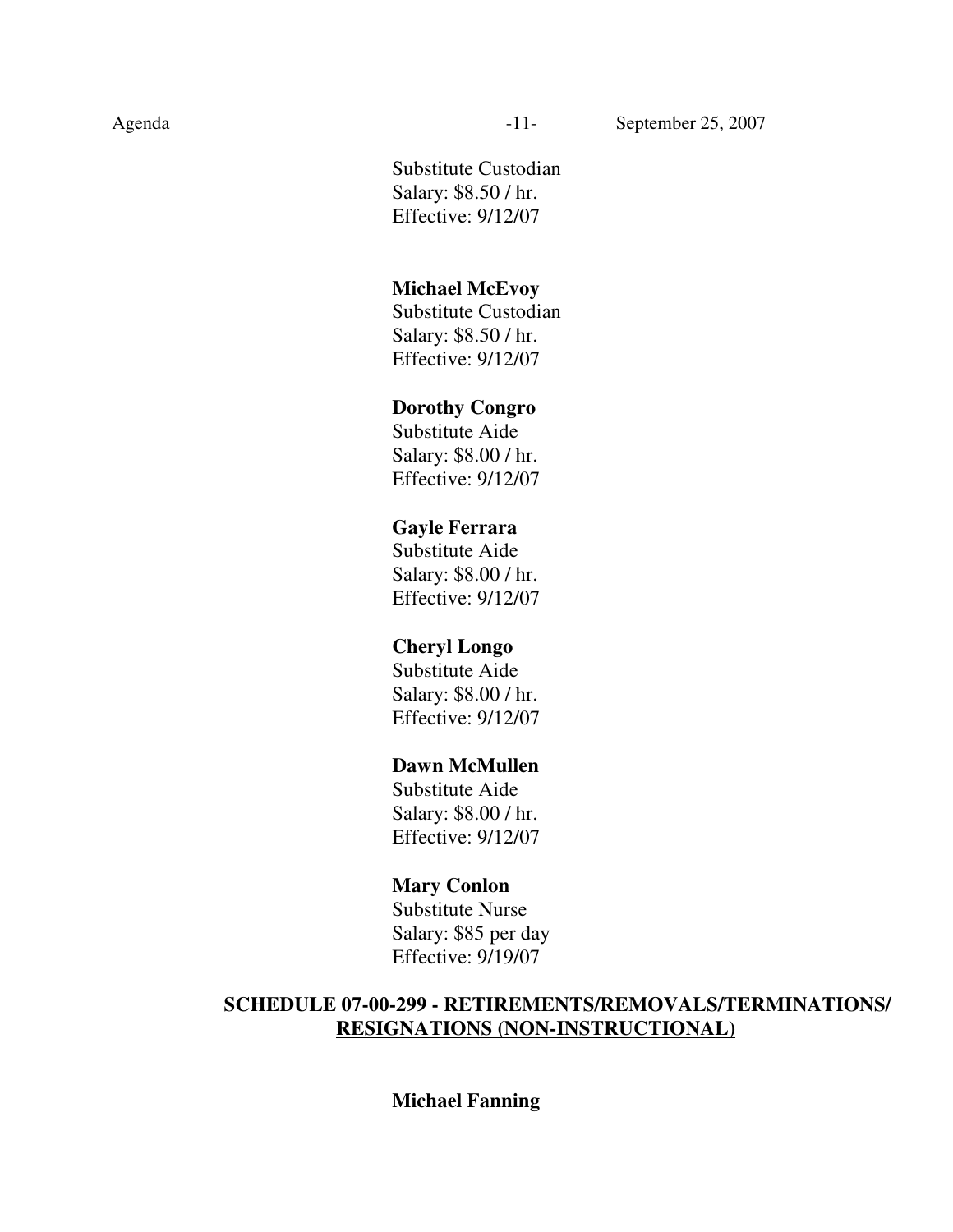Substitute Custodian
Salary: $8.50 / hr.
Effective: 9/12/07

**Michael McEvoy**
Substitute Custodian
Salary: $8.50 / hr.
Effective: 9/12/07

**Dorothy Congro**
Substitute Aide
Salary: $8.00 / hr.
Effective: 9/12/07

**Gayle Ferrara**
Substitute Aide
Salary: $8.00 / hr.
Effective: 9/12/07

**Cheryl Longo**
Substitute Aide
Salary: $8.00 / hr.
Effective: 9/12/07

**Dawn McMullen**
Substitute Aide
Salary: $8.00 / hr.
Effective: 9/12/07

**Mary Conlon**
Substitute Nurse
Salary: $85 per day
Effective: 9/19/07

## SCHEDULE 07-00-299 - RETIREMENTS/REMOVALS/TERMINATIONS/ RESIGNATIONS (NON-INSTRUCTIONAL)

**Michael Fanning**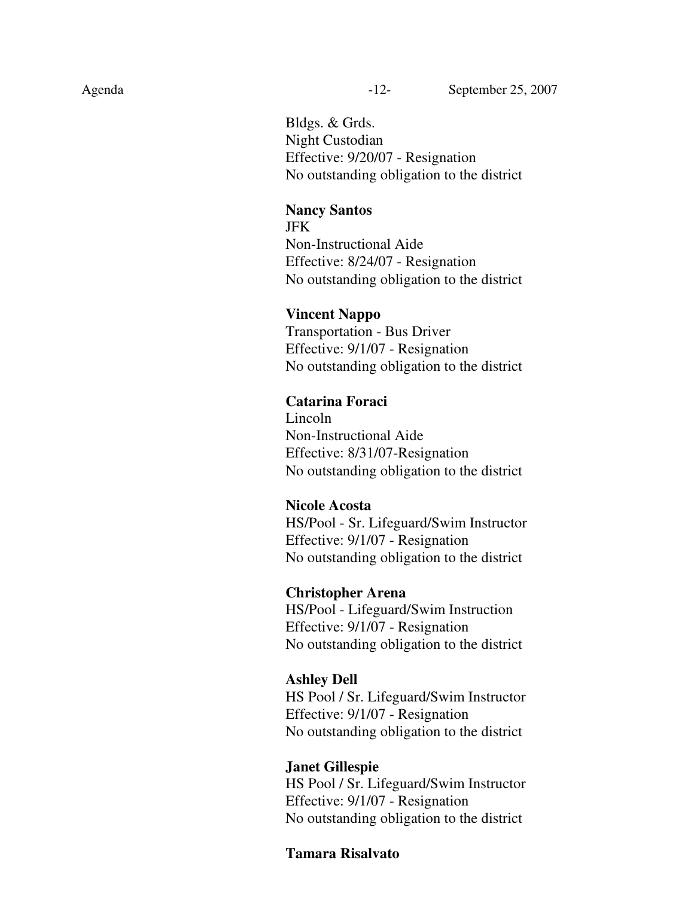Bldgs. & Grds.
Night Custodian
Effective: 9/20/07 - Resignation
No outstanding obligation to the district

**Nancy Santos**
JFK
Non-Instructional Aide
Effective: 8/24/07 - Resignation
No outstanding obligation to the district

**Vincent Nappo**
Transportation - Bus Driver
Effective: 9/1/07 - Resignation
No outstanding obligation to the district

**Catarina Foraci**
Lincoln
Non-Instructional Aide
Effective: 8/31/07-Resignation
No outstanding obligation to the district

**Nicole Acosta**
HS/Pool - Sr. Lifeguard/Swim Instructor
Effective: 9/1/07 - Resignation
No outstanding obligation to the district

**Christopher Arena**
HS/Pool - Lifeguard/Swim Instruction
Effective: 9/1/07 - Resignation
No outstanding obligation to the district

**Ashley Dell**
HS Pool / Sr. Lifeguard/Swim Instructor
Effective: 9/1/07 - Resignation
No outstanding obligation to the district

**Janet Gillespie**
HS Pool / Sr. Lifeguard/Swim Instructor
Effective: 9/1/07 - Resignation
No outstanding obligation to the district

**Tamara Risalvato**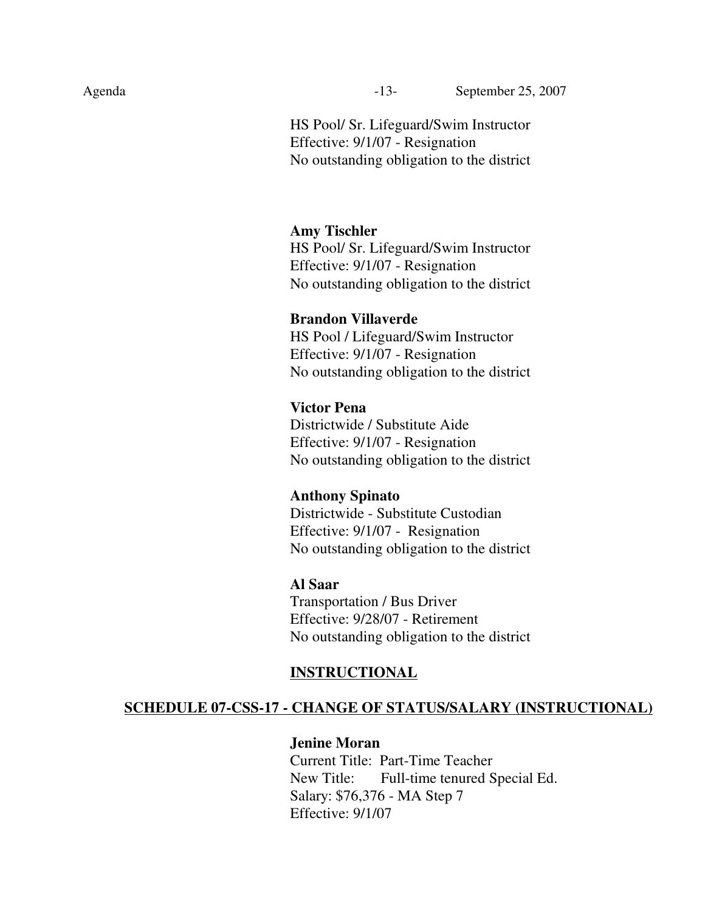HS Pool/ Sr. Lifeguard/Swim Instructor
Effective: 9/1/07 - Resignation
No outstanding obligation to the district

**Amy Tischler**
HS Pool/ Sr. Lifeguard/Swim Instructor
Effective: 9/1/07 - Resignation
No outstanding obligation to the district

**Brandon Villaverde**
HS Pool / Lifeguard/Swim Instructor
Effective: 9/1/07 - Resignation
No outstanding obligation to the district

**Victor Pena**
Districtwide / Substitute Aide
Effective: 9/1/07 - Resignation
No outstanding obligation to the district

**Anthony Spinato**
Districtwide - Substitute Custodian
Effective: 9/1/07 - Resignation
No outstanding obligation to the district

**Al Saar**
Transportation / Bus Driver
Effective: 9/28/07 - Retirement
No outstanding obligation to the district

**INSTRUCTIONAL**

**SCHEDULE 07-CSS-17 - CHANGE OF STATUS/SALARY (INSTRUCTIONAL)**

**Jenine Moran**
Current Title: Part-Time Teacher
New Title: Full-time tenured Special Ed.
Salary: $76,376 - MA Step 7
Effective: 9/1/07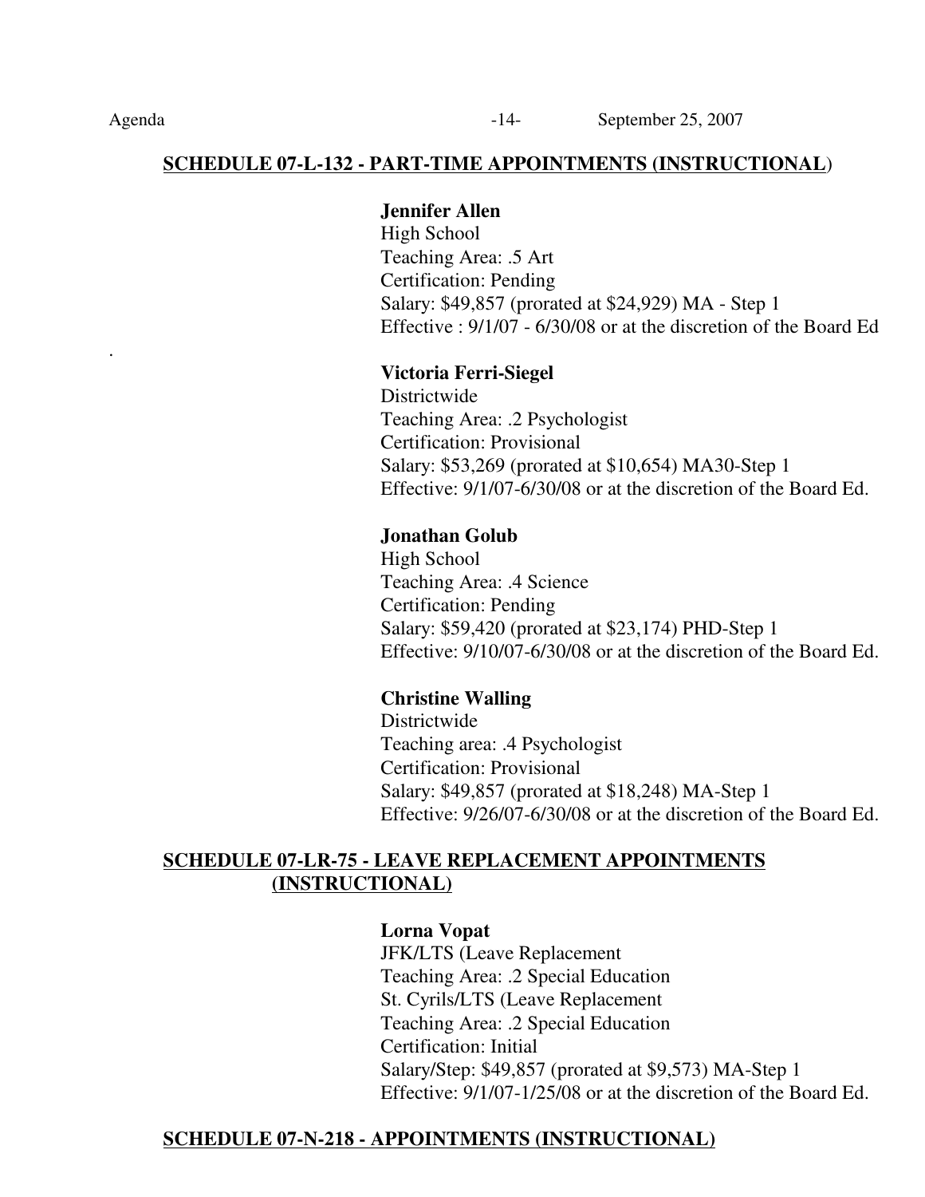**SCHEDULE 07-L-132 - PART-TIME APPOINTMENTS (INSTRUCTIONAL)**

**Jennifer Allen**
High School
Teaching Area: .5 Art
Certification: Pending
Salary: $49,857 (prorated at $24,929) MA - Step 1
Effective : 9/1/07 - 6/30/08 or at the discretion of the Board Ed

.

**Victoria Ferri-Siegel**
Districtwide
Teaching Area: .2 Psychologist
Certification: Provisional
Salary: $53,269 (prorated at $10,654) MA30-Step 1
Effective: 9/1/07-6/30/08 or at the discretion of the Board Ed.

**Jonathan Golub**
High School
Teaching Area: .4 Science
Certification: Pending
Salary: $59,420 (prorated at $23,174) PHD-Step 1
Effective: 9/10/07-6/30/08 or at the discretion of the Board Ed.

**Christine Walling**
Districtwide
Teaching area: .4 Psychologist
Certification: Provisional
Salary: $49,857 (prorated at $18,248) MA-Step 1
Effective: 9/26/07-6/30/08 or at the discretion of the Board Ed.

**SCHEDULE 07-LR-75 - LEAVE REPLACEMENT APPOINTMENTS (INSTRUCTIONAL)**

**Lorna Vopat**
JFK/LTS (Leave Replacement
Teaching Area: .2 Special Education
St. Cyrils/LTS (Leave Replacement
Teaching Area: .2 Special Education
Certification: Initial
Salary/Step: $49,857 (prorated at $9,573) MA-Step 1
Effective: 9/1/07-1/25/08 or at the discretion of the Board Ed.

**SCHEDULE 07-N-218 - APPOINTMENTS (INSTRUCTIONAL)**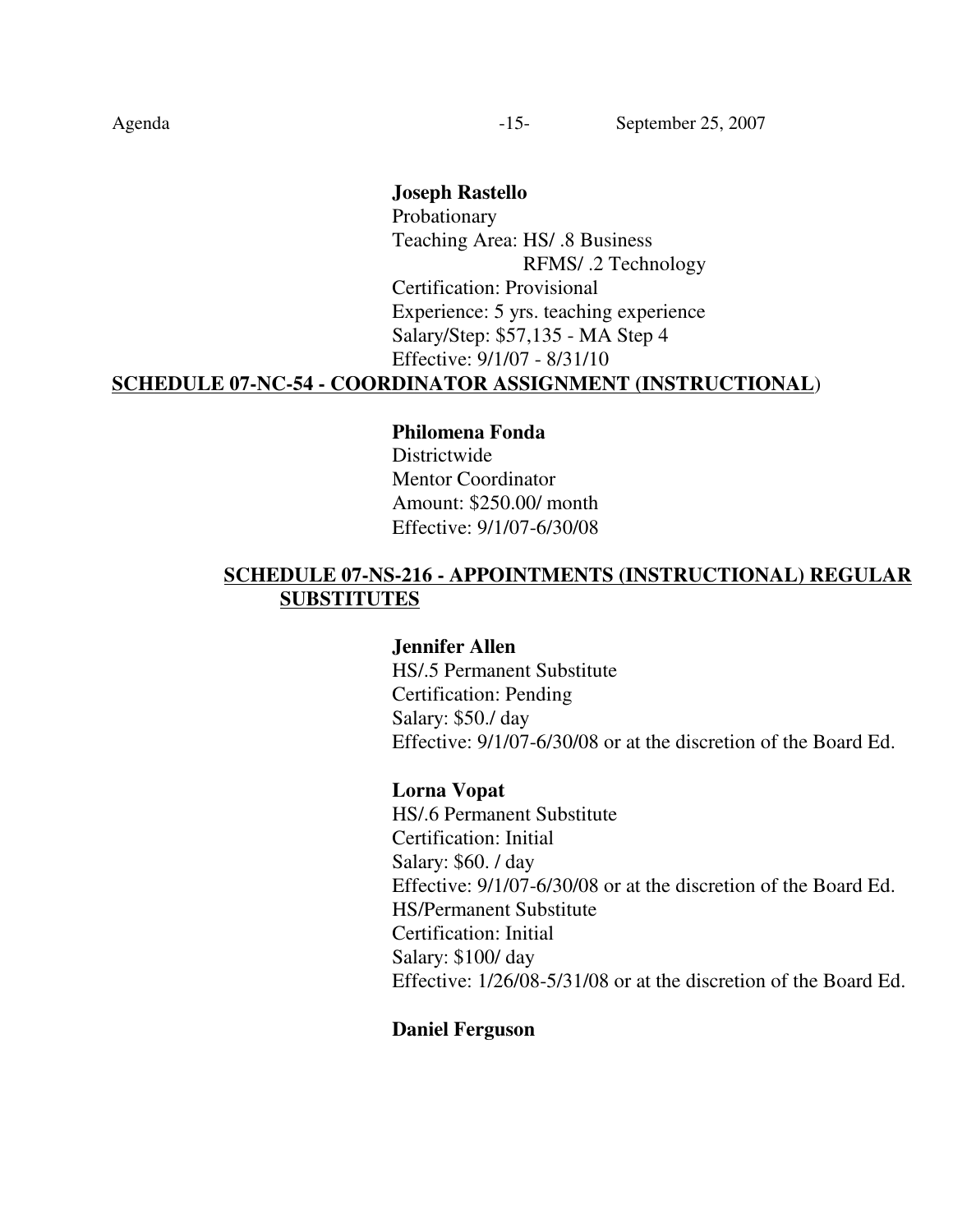**Joseph Rastello**
Probationary
Teaching Area: HS/ .8 Business
RFMS/ .2 Technology
Certification: Provisional
Experience: 5 yrs. teaching experience
Salary/Step: $57,135 - MA Step 4
Effective: 9/1/07 - 8/31/10

**SCHEDULE 07-NC-54 - COORDINATOR ASSIGNMENT (INSTRUCTIONAL)**

**Philomena Fonda**
Districtwide
Mentor Coordinator
Amount: $250.00/ month
Effective: 9/1/07-6/30/08

**SCHEDULE 07-NS-216 - APPOINTMENTS (INSTRUCTIONAL) REGULAR SUBSTITUTES**

**Jennifer Allen**
HS/.5 Permanent Substitute
Certification: Pending
Salary: $50./ day
Effective: 9/1/07-6/30/08 or at the discretion of the Board Ed.

**Lorna Vopat**
HS/.6 Permanent Substitute
Certification: Initial
Salary: $60. / day
Effective: 9/1/07-6/30/08 or at the discretion of the Board Ed.
HS/Permanent Substitute
Certification: Initial
Salary: $100/ day
Effective: 1/26/08-5/31/08 or at the discretion of the Board Ed.

**Daniel Ferguson**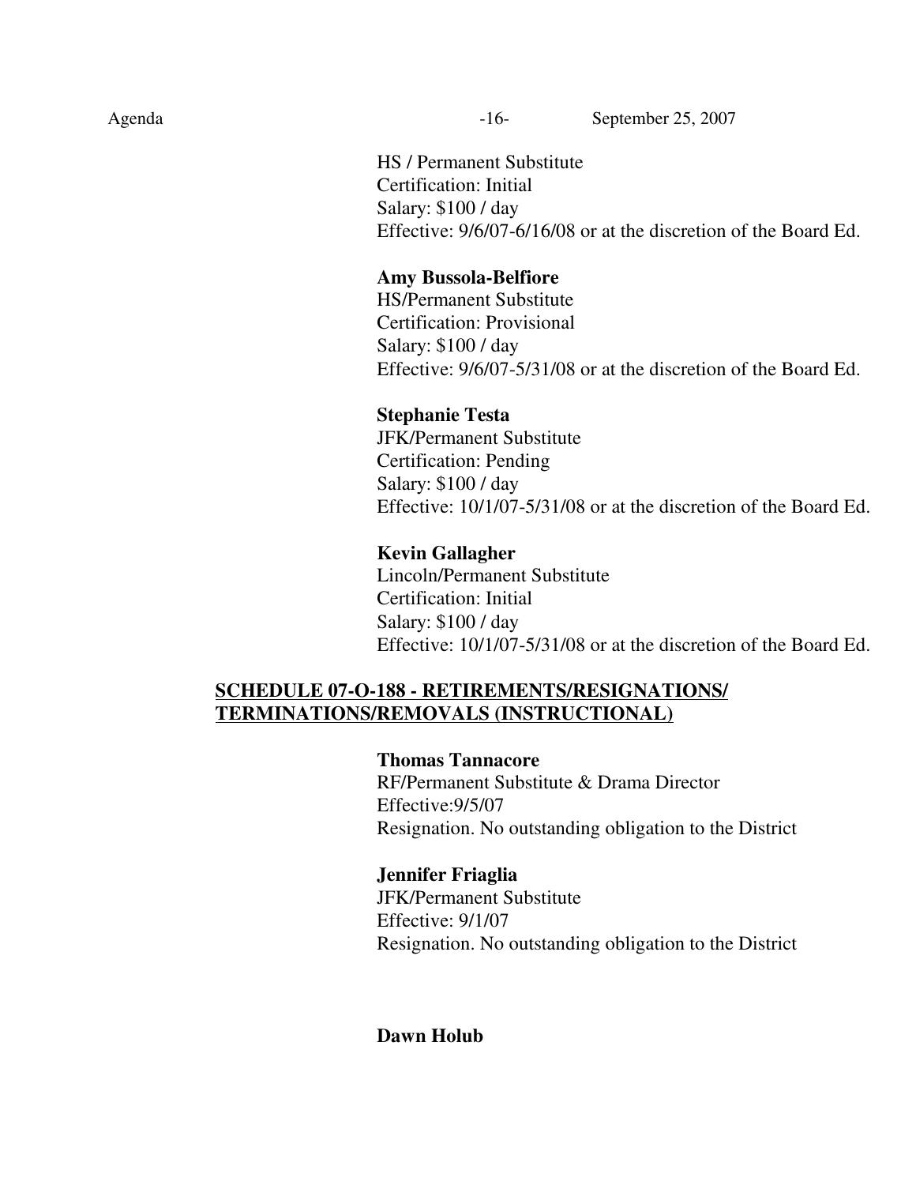HS / Permanent Substitute
Certification: Initial
Salary: $100 / day
Effective: 9/6/07-6/16/08 or at the discretion of the Board Ed.

**Amy Bussola-Belfiore**
HS/Permanent Substitute
Certification: Provisional
Salary: $100 / day
Effective: 9/6/07-5/31/08 or at the discretion of the Board Ed.

**Stephanie Testa**
JFK/Permanent Substitute
Certification: Pending
Salary: $100 / day
Effective: 10/1/07-5/31/08 or at the discretion of the Board Ed.

**Kevin Gallagher**
Lincoln/Permanent Substitute
Certification: Initial
Salary: $100 / day
Effective: 10/1/07-5/31/08 or at the discretion of the Board Ed.

**SCHEDULE 07-O-188 - RETIREMENTS/RESIGNATIONS/ TERMINATIONS/REMOVALS (INSTRUCTIONAL)**

**Thomas Tannacore**
RF/Permanent Substitute & Drama Director
Effective:9/5/07
Resignation. No outstanding obligation to the District

**Jennifer Friaglia**
JFK/Permanent Substitute
Effective: 9/1/07
Resignation. No outstanding obligation to the District

**Dawn Holub**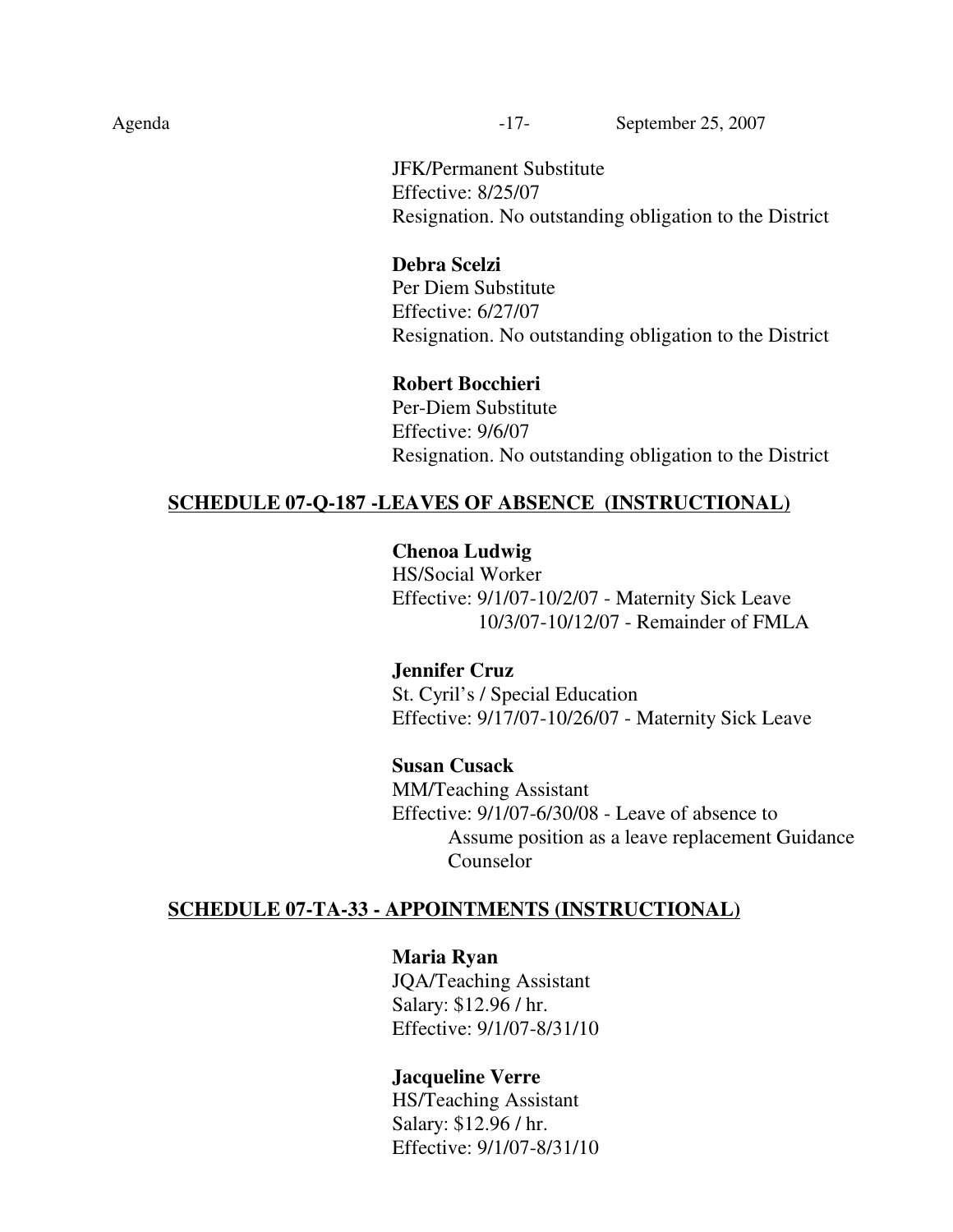JFK/Permanent Substitute
Effective: 8/25/07
Resignation. No outstanding obligation to the District

**Debra Scelzi**
Per Diem Substitute
Effective: 6/27/07
Resignation. No outstanding obligation to the District

**Robert Bocchieri**
Per-Diem Substitute
Effective: 9/6/07
Resignation. No outstanding obligation to the District

**SCHEDULE 07-Q-187 -LEAVES OF ABSENCE (INSTRUCTIONAL)**

**Chenoa Ludwig**
HS/Social Worker
Effective: 9/1/07-10/2/07 - Maternity Sick Leave
10/3/07-10/12/07 - Remainder of FMLA

**Jennifer Cruz**
St. Cyril's / Special Education
Effective: 9/17/07-10/26/07 - Maternity Sick Leave

**Susan Cusack**
MM/Teaching Assistant
Effective: 9/1/07-6/30/08 - Leave of absence to Assume position as a leave replacement Guidance Counselor

**SCHEDULE 07-TA-33 - APPOINTMENTS (INSTRUCTIONAL)**

**Maria Ryan**
JQA/Teaching Assistant
Salary: $12.96 / hr.
Effective: 9/1/07-8/31/10

**Jacqueline Verre**
HS/Teaching Assistant
Salary: $12.96 / hr.
Effective: 9/1/07-8/31/10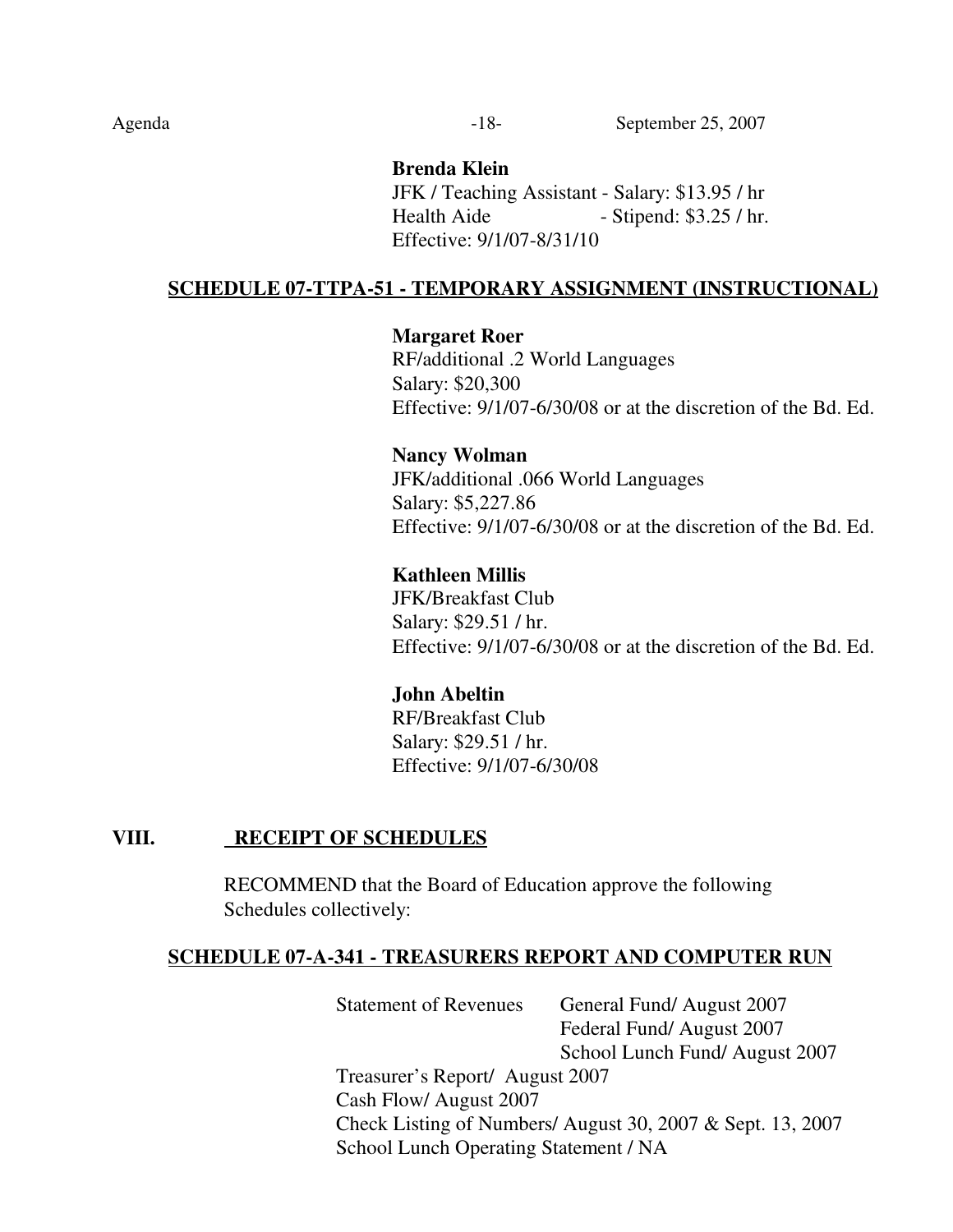**Brenda Klein**
JFK / Teaching Assistant - Salary: $13.95 / hr
Health Aide - Stipend: $3.25 / hr.
Effective: 9/1/07-8/31/10

**SCHEDULE 07-TTPA-51 - TEMPORARY ASSIGNMENT (INSTRUCTIONAL)**

**Margaret Roer**
RF/additional .2 World Languages
Salary: $20,300
Effective: 9/1/07-6/30/08 or at the discretion of the Bd. Ed.

**Nancy Wolman**
JFK/additional .066 World Languages
Salary: $5,227.86
Effective: 9/1/07-6/30/08 or at the discretion of the Bd. Ed.

**Kathleen Millis**
JFK/Breakfast Club
Salary: $29.51 / hr.
Effective: 9/1/07-6/30/08 or at the discretion of the Bd. Ed.

**John Abeltin**
RF/Breakfast Club
Salary: $29.51 / hr.
Effective: 9/1/07-6/30/08

## VIII. RECEIPT OF SCHEDULES

RECOMMEND that the Board of Education approve the following Schedules collectively:

**SCHEDULE 07-A-341 - TREASURERS REPORT AND COMPUTER RUN**

Statement of Revenues General Fund/ August 2007
Federal Fund/ August 2007
School Lunch Fund/ August 2007
Treasurer's Report/ August 2007
Cash Flow/ August 2007
Check Listing of Numbers/ August 30, 2007 & Sept. 13, 2007
School Lunch Operating Statement / NA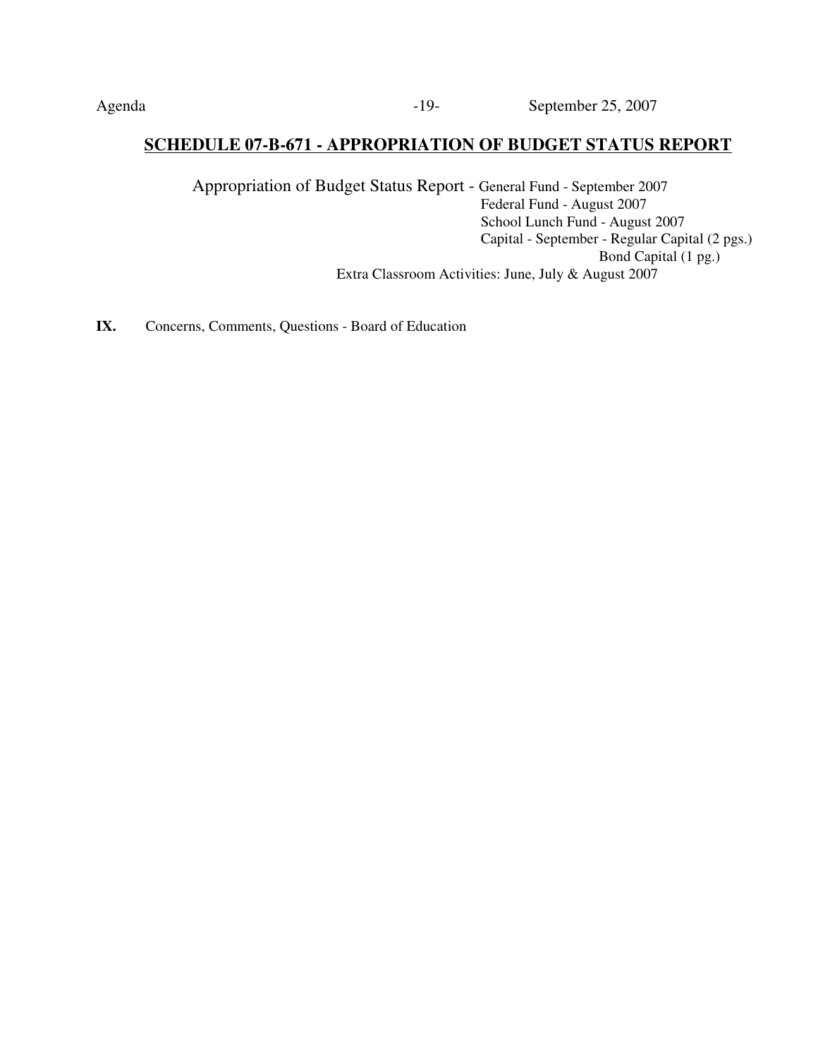## SCHEDULE 07-B-671 - APPROPRIATION OF BUDGET STATUS REPORT

Appropriation of Budget Status Report - General Fund - September 2007
Federal Fund - August 2007
School Lunch Fund - August 2007
Capital - September - Regular Capital (2 pgs.)
Bond Capital (1 pg.)
Extra Classroom Activities: June, July & August 2007

**IX.** Concerns, Comments, Questions - Board of Education